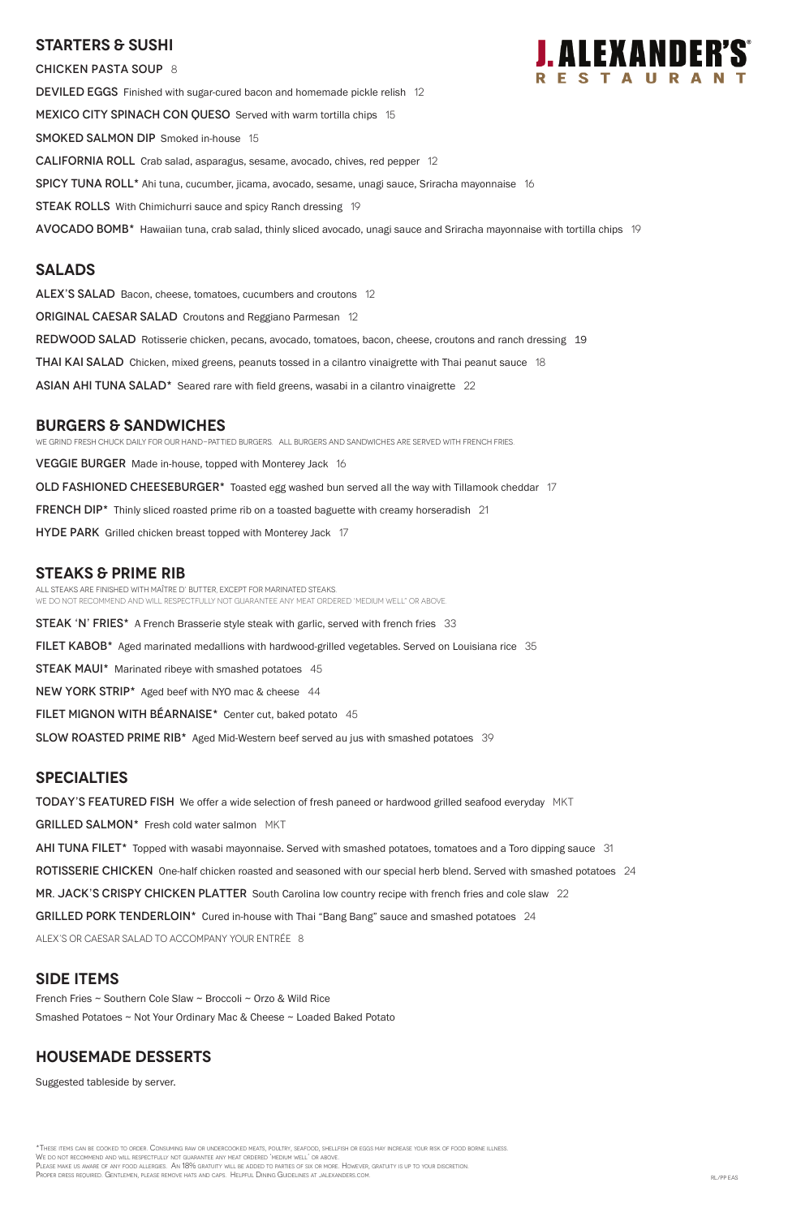# J. ALEXANDER'S® RESTAURANT

## STARTERS & SUSHI

**CHICKEN PASTA SOUP** 8

**DEVILED EGGS** Finished with sugar-cured bacon and homemade pickle relish 12

**MEXICO CITY SPINACH CON QUESO** Served with warm tortilla chips 15

**SMOKED SALMON DIP** Smoked in-house 15

**CALIFORNIA ROLL** Crab salad, asparagus, sesame, avocado, chives, red pepper 12

**SPICY TUNA ROLL*** Ahi tuna, cucumber, jicama, avocado, sesame, unagi sauce, Sriracha mayonnaise 16

**STEAK ROLLS** With Chimichurri sauce and spicy Ranch dressing 19

**AVOCADO BOMB*** Hawaiian tuna, crab salad, thinly sliced avocado, unagi sauce and Sriracha mayonnaise with tortilla chips 19

## SALADS

**ALEX'S SALAD** Bacon, cheese, tomatoes, cucumbers and croutons 12

**ORIGINAL CAESAR SALAD** Croutons and Reggiano Parmesan 12

**REDWOOD SALAD** Rotisserie chicken, pecans, avocado, tomatoes, bacon, cheese, croutons and ranch dressing 19

**THAI KAI SALAD** Chicken, mixed greens, peanuts tossed in a cilantro vinaigrette with Thai peanut sauce 18

**ASIAN AHI TUNA SALAD*** Seared rare with field greens, wasabi in a cilantro vinaigrette 22

## BURGERS & SANDWICHES

WE GRIND FRESH CHUCK DAILY FOR OUR HAND-PATTIED BURGERS. ALL BURGERS AND SANDWICHES ARE SERVED WITH FRENCH FRIES.

**VEGGIE BURGER** Made in-house, topped with Monterey Jack 16

**OLD FASHIONED CHEESEBURGER*** Toasted egg washed bun served all the way with Tillamook cheddar 17

**FRENCH DIP*** Thinly sliced roasted prime rib on a toasted baguette with creamy horseradish 21

**HYDE PARK** Grilled chicken breast topped with Monterey Jack 17

## STEAKS & PRIME RIB

ALL STEAKS ARE FINISHED WITH MAÎTRE D' BUTTER, EXCEPT FOR MARINATED STEAKS.
WE DO NOT RECOMMEND AND WILL RESPECTFULLY NOT GUARANTEE ANY MEAT ORDERED "MEDIUM WELL" OR ABOVE.

**STEAK 'N' FRIES*** A French Brasserie style steak with garlic, served with french fries 33

**FILET KABOB*** Aged marinated medallions with hardwood-grilled vegetables. Served on Louisiana rice 35

**STEAK MAUI*** Marinated ribeye with smashed potatoes 45

**NEW YORK STRIP*** Aged beef with NYO mac & cheese 44

**FILET MIGNON WITH BÉARNAISE*** Center cut, baked potato 45

**SLOW ROASTED PRIME RIB*** Aged Mid-Western beef served au jus with smashed potatoes 39

## SPECIALTIES

**TODAY'S FEATURED FISH** We offer a wide selection of fresh paneed or hardwood grilled seafood everyday MKT

**GRILLED SALMON*** Fresh cold water salmon MKT

**AHI TUNA FILET*** Topped with wasabi mayonnaise. Served with smashed potatoes, tomatoes and a Toro dipping sauce 31

**ROTISSERIE CHICKEN** One-half chicken roasted and seasoned with our special herb blend. Served with smashed potatoes 24

**MR. JACK'S CRISPY CHICKEN PLATTER** South Carolina low country recipe with french fries and cole slaw 22

**GRILLED PORK TENDERLOIN*** Cured in-house with Thai "Bang Bang" sauce and smashed potatoes 24

ALEX'S OR CAESAR SALAD TO ACCOMPANY YOUR ENTRÉE 8

## SIDE ITEMS

French Fries ~ Southern Cole Slaw ~ Broccoli ~ Orzo & Wild Rice
Smashed Potatoes ~ Not Your Ordinary Mac & Cheese ~ Loaded Baked Potato

## HOUSEMADE DESSERTS

Suggested tableside by server.

*These items can be cooked to order. Consuming raw or undercooked meats, poultry, seafood, shellfish or eggs may increase your risk of food borne illness.
We do not recommend and will respectfully not guarantee any meat ordered 'medium well' or above.
Please make us aware of any food allergies. An 18% gratuity will be added to parties of six or more. However, gratuity is up to your discretion.
Proper dress required. Gentlemen, please remove hats and caps. Helpful Dining Guidelines at jalexanders.com.

RL/PP EAS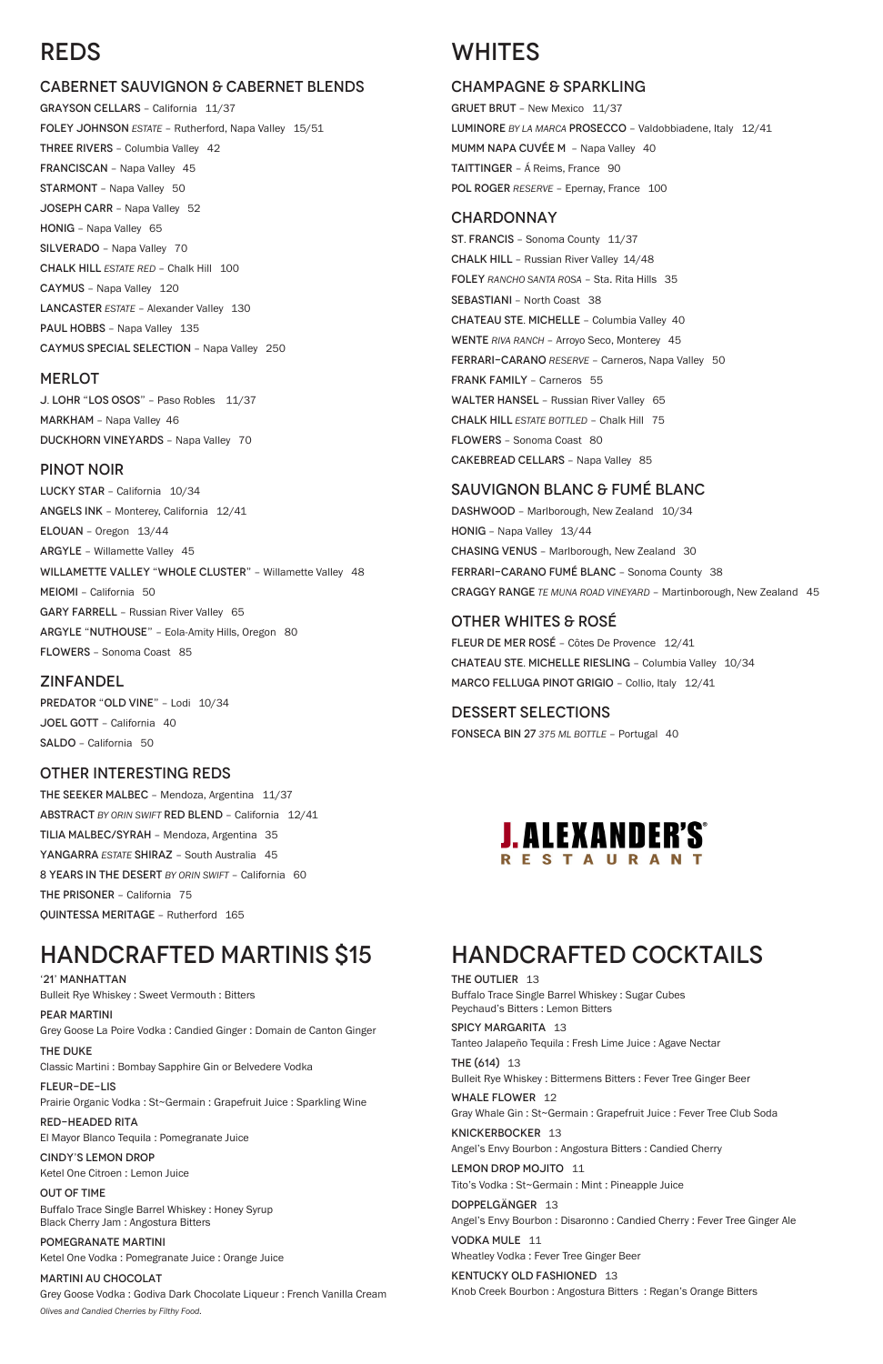# REDS

## CABERNET SAUVIGNON & CABERNET BLENDS

GRAYSON CELLARS – California 11/37

FOLEY JOHNSON *ESTATE* – Rutherford, Napa Valley 15/51

THREE RIVERS – Columbia Valley 42

FRANCISCAN – Napa Valley 45

STARMONT – Napa Valley 50

JOSEPH CARR – Napa Valley 52

HONIG – Napa Valley 65

SILVERADO – Napa Valley 70

CHALK HILL *ESTATE RED* – Chalk Hill 100

CAYMUS – Napa Valley 120

LANCASTER *ESTATE* – Alexander Valley 130

PAUL HOBBS – Napa Valley 135

CAYMUS SPECIAL SELECTION – Napa Valley 250

## MERLOT

J. LOHR "LOS OSOS" – Paso Robles 11/37

MARKHAM – Napa Valley 46

DUCKHORN VINEYARDS – Napa Valley 70

## PINOT NOIR

LUCKY STAR – California 10/34

ANGELS INK – Monterey, California 12/41

ELOUAN – Oregon 13/44

ARGYLE – Willamette Valley 45

WILLAMETTE VALLEY "WHOLE CLUSTER" – Willamette Valley 48

MEIOMI – California 50

GARY FARRELL – Russian River Valley 65

ARGYLE "NUTHOUSE" – Eola-Amity Hills, Oregon 80

FLOWERS – Sonoma Coast 85

## ZINFANDEL

PREDATOR "OLD VINE" – Lodi 10/34

JOEL GOTT – California 40

SALDO – California 50

## OTHER INTERESTING REDS

THE SEEKER MALBEC – Mendoza, Argentina 11/37

ABSTRACT *BY ORIN SWIFT* RED BLEND – California 12/41

TILIA MALBEC/SYRAH – Mendoza, Argentina 35

YANGARRA *ESTATE* SHIRAZ – South Australia 45

8 YEARS IN THE DESERT *BY ORIN SWIFT* – California 60

THE PRISONER – California 75

QUINTESSA MERITAGE – Rutherford 165

# WHITES

## CHAMPAGNE & SPARKLING

GRUET BRUT – New Mexico 11/37

LUMINORE *BY LA MARCA* PROSECCO – Valdobbiadene, Italy 12/41

MUMM NAPA CUVÉE M – Napa Valley 40

TAITTINGER – Á Reims, France 90

POL ROGER *RESERVE* – Epernay, France 100

## CHARDONNAY

ST. FRANCIS – Sonoma County 11/37

CHALK HILL – Russian River Valley 14/48

FOLEY *RANCHO SANTA ROSA* – Sta. Rita Hills 35

SEBASTIANI – North Coast 38

CHATEAU STE. MICHELLE – Columbia Valley 40

WENTE *RIVA RANCH* – Arroyo Seco, Monterey 45

FERRARI-CARANO *RESERVE* – Carneros, Napa Valley 50

FRANK FAMILY – Carneros 55

WALTER HANSEL – Russian River Valley 65

CHALK HILL *ESTATE BOTTLED* – Chalk Hill 75

FLOWERS – Sonoma Coast 80

CAKEBREAD CELLARS – Napa Valley 85

## SAUVIGNON BLANC & FUMÉ BLANC

DASHWOOD – Marlborough, New Zealand 10/34

HONIG – Napa Valley 13/44

CHASING VENUS – Marlborough, New Zealand 30

FERRARI-CARANO FUMÉ BLANC – Sonoma County 38

CRAGGY RANGE *TE MUNA ROAD VINEYARD* – Martinborough, New Zealand 45

## OTHER WHITES & ROSÉ

FLEUR DE MER ROSÉ – Côtes De Provence 12/41

CHATEAU STE. MICHELLE RIESLING – Columbia Valley 10/34

MARCO FELLUGA PINOT GRIGIO – Collio, Italy 12/41

## DESSERT SELECTIONS

FONSECA BIN 27 *375 ML BOTTLE* – Portugal 40

J. ALEXANDER'S
RESTAURANT

# HANDCRAFTED MARTINIS $15

**'21' MANHATTAN**
Bulleit Rye Whiskey : Sweet Vermouth : Bitters

**PEAR MARTINI**
Grey Goose La Poire Vodka : Candied Ginger : Domain de Canton Ginger

**THE DUKE**
Classic Martini : Bombay Sapphire Gin or Belvedere Vodka

**FLEUR-DE-LIS**
Prairie Organic Vodka : St~Germain : Grapefruit Juice : Sparkling Wine

**RED-HEADED RITA**
El Mayor Blanco Tequila : Pomegranate Juice

**CINDY'S LEMON DROP**
Ketel One Citroen : Lemon Juice

**OUT OF TIME**
Buffalo Trace Single Barrel Whiskey : Honey Syrup
Black Cherry Jam : Angostura Bitters

**POMEGRANATE MARTINI**
Ketel One Vodka : Pomegranate Juice : Orange Juice

**MARTINI AU CHOCOLAT**
Grey Goose Vodka : Godiva Dark Chocolate Liqueur : French Vanilla Cream

*Olives and Candied Cherries by Filthy Food.*

# HANDCRAFTED COCKTAILS

**THE OUTLIER** 13
Buffalo Trace Single Barrel Whiskey : Sugar Cubes
Peychaud's Bitters : Lemon Bitters

**SPICY MARGARITA** 13
Tanteo Jalapeño Tequila : Fresh Lime Juice : Agave Nectar

**THE (614)** 13
Bulleit Rye Whiskey : Bittermens Bitters : Fever Tree Ginger Beer

**WHALE FLOWER** 12
Gray Whale Gin : St~Germain : Grapefruit Juice : Fever Tree Club Soda

**KNICKERBOCKER** 13
Angel's Envy Bourbon : Angostura Bitters : Candied Cherry

**LEMON DROP MOJITO** 11
Tito's Vodka : St~Germain : Mint : Pineapple Juice

**DOPPELGÄNGER** 13
Angel's Envy Bourbon : Disaronno : Candied Cherry : Fever Tree Ginger Ale

**VODKA MULE** 11
Wheatley Vodka : Fever Tree Ginger Beer

**KENTUCKY OLD FASHIONED** 13
Knob Creek Bourbon : Angostura Bitters : Regan's Orange Bitters